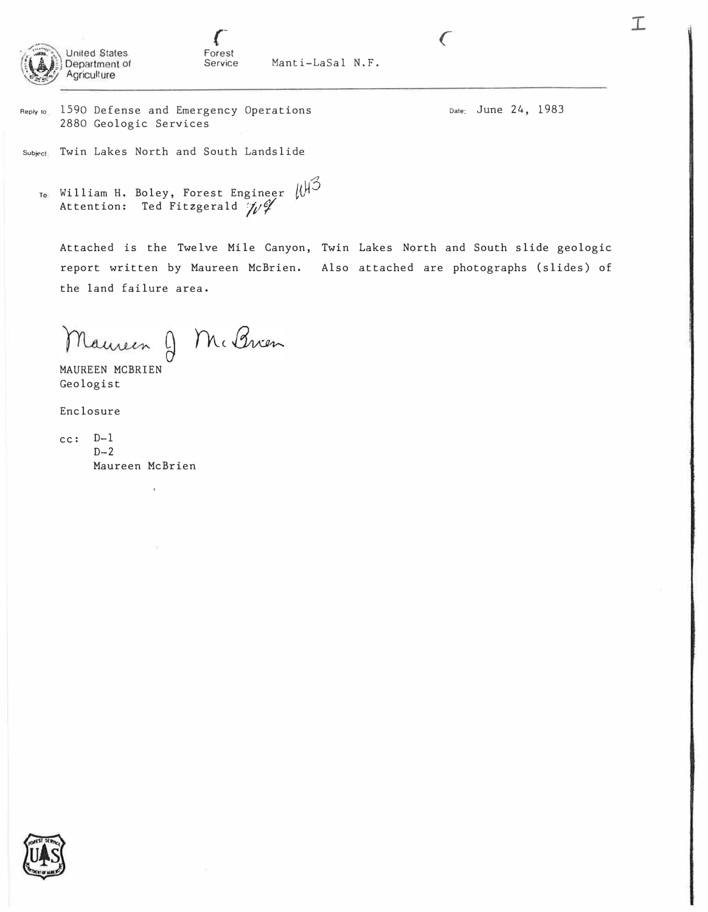United States Department of Agriculture

Forest Service

Manti-LaSal N.F.

Reply to: 1590 Defense and Emergency Operations
2880 Geologic Services

Date: June 24, 1983

Subject: Twin Lakes North and South Landslide

To: William H. Boley, Forest Engineer
Attention: Ted Fitzgerald

Attached is the Twelve Mile Canyon, Twin Lakes North and South slide geologic report written by Maureen McBrien. Also attached are photographs (slides) of the land failure area.

Maureen J McBrien

MAUREEN MCBRIEN
Geologist

Enclosure

cc: D-1
D-2
Maureen McBrien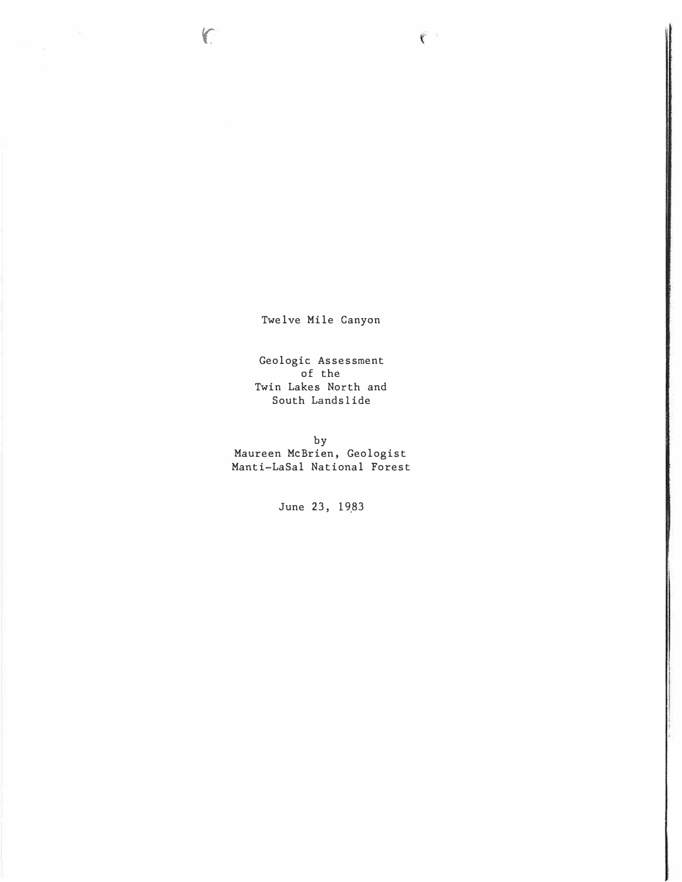Twelve Mile Canyon

Geologic Assessment
of the
Twin Lakes North and
South Landslide

by
Maureen McBrien, Geologist
Manti-LaSal National Forest

June 23, 1983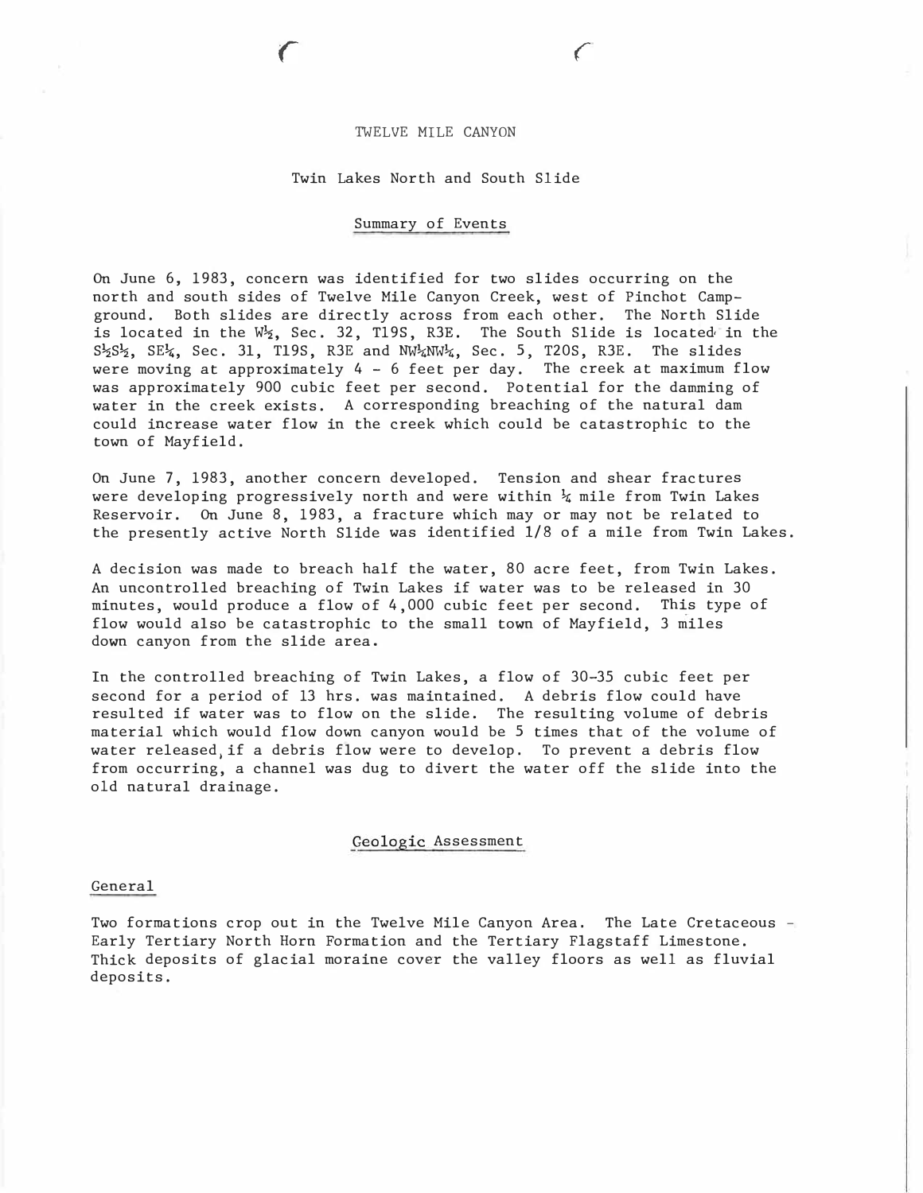# TWELVE MILE CANYON

## Twin Lakes North and South Slide

### Summary of Events

On June 6, 1983, concern was identified for two slides occurring on the north and south sides of Twelve Mile Canyon Creek, west of Pinchot Campground. Both slides are directly across from each other. The North Slide is located in the W½, Sec. 32, T19S, R3E. The South Slide is located in the S½S½, SE¼, Sec. 31, T19S, R3E and NW¼NW¼, Sec. 5, T20S, R3E. The slides were moving at approximately 4 - 6 feet per day. The creek at maximum flow was approximately 900 cubic feet per second. Potential for the damming of water in the creek exists. A corresponding breaching of the natural dam could increase water flow in the creek which could be catastrophic to the town of Mayfield.

On June 7, 1983, another concern developed. Tension and shear fractures were developing progressively north and were within ¼ mile from Twin Lakes Reservoir. On June 8, 1983, a fracture which may or may not be related to the presently active North Slide was identified 1/8 of a mile from Twin Lakes.

A decision was made to breach half the water, 80 acre feet, from Twin Lakes. An uncontrolled breaching of Twin Lakes if water was to be released in 30 minutes, would produce a flow of 4,000 cubic feet per second. This type of flow would also be catastrophic to the small town of Mayfield, 3 miles down canyon from the slide area.

In the controlled breaching of Twin Lakes, a flow of 30-35 cubic feet per second for a period of 13 hrs. was maintained. A debris flow could have resulted if water was to flow on the slide. The resulting volume of debris material which would flow down canyon would be 5 times that of the volume of water released, if a debris flow were to develop. To prevent a debris flow from occurring, a channel was dug to divert the water off the slide into the old natural drainage.

### Geologic Assessment

#### General

Two formations crop out in the Twelve Mile Canyon Area. The Late Cretaceous - Early Tertiary North Horn Formation and the Tertiary Flagstaff Limestone. Thick deposits of glacial moraine cover the valley floors as well as fluvial deposits.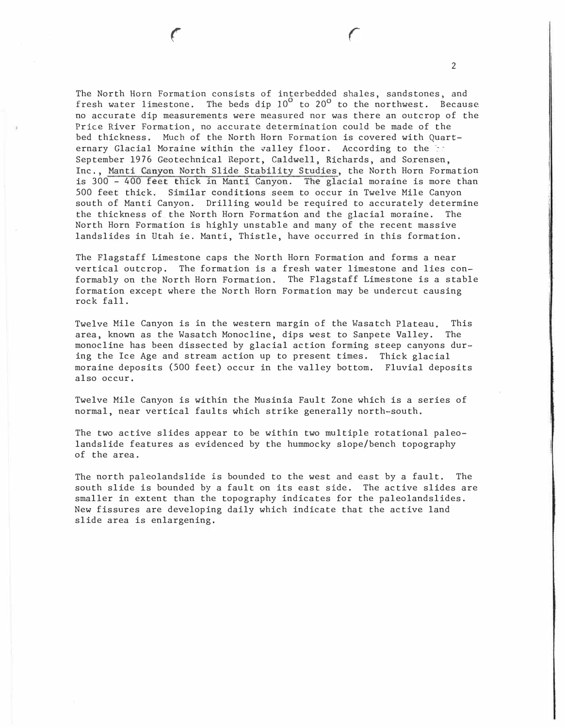The North Horn Formation consists of interbedded shales, sandstones, and fresh water limestone. The beds dip $10^{o}$ to $20^{o}$ to the northwest. Because no accurate dip measurements were measured nor was there an outcrop of the Price River Formation, no accurate determination could be made of the bed thickness. Much of the North Horn Formation is covered with Quarternary Glacial Moraine within the valley floor. According to the September 1976 Geotechnical Report, Caldwell, Richards, and Sorensen, Inc., Manti Canyon North Slide Stability Studies, the North Horn Formation is 300 - 400 feet thick in Manti Canyon. The glacial moraine is more than 500 feet thick. Similar conditions seem to occur in Twelve Mile Canyon south of Manti Canyon. Drilling would be required to accurately determine the thickness of the North Horn Formation and the glacial moraine. The North Horn Formation is highly unstable and many of the recent massive landslides in Utah ie. Manti, Thistle, have occurred in this formation.

The Flagstaff Limestone caps the North Horn Formation and forms a near vertical outcrop. The formation is a fresh water limestone and lies conformably on the North Horn Formation. The Flagstaff Limestone is a stable formation except where the North Horn Formation may be undercut causing rock fall.

Twelve Mile Canyon is in the western margin of the Wasatch Plateau. This area, known as the Wasatch Monocline, dips west to Sanpete Valley. The monocline has been dissected by glacial action forming steep canyons during the Ice Age and stream action up to present times. Thick glacial moraine deposits (500 feet) occur in the valley bottom. Fluvial deposits also occur.

Twelve Mile Canyon is within the Musinia Fault Zone which is a series of normal, near vertical faults which strike generally north-south.

The two active slides appear to be within two multiple rotational paleolandslide features as evidenced by the hummocky slope/bench topography of the area.

The north paleolandslide is bounded to the west and east by a fault. The south slide is bounded by a fault on its east side. The active slides are smaller in extent than the topography indicates for the paleolandslides. New fissures are developing daily which indicate that the active land slide area is enlargening.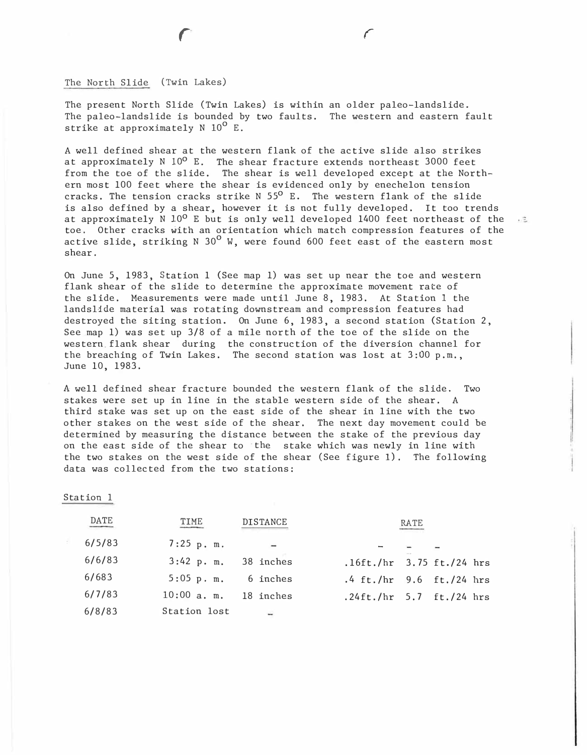The North Slide (Twin Lakes)

The present North Slide (Twin Lakes) is within an older paleo-landslide. The paleo-landslide is bounded by two faults. The western and eastern fault strike at approximately N $10^{\circ}$ E.

A well defined shear at the western flank of the active slide also strikes at approximately N $10^{\circ}$ E. The shear fracture extends northeast 3000 feet from the toe of the slide. The shear is well developed except at the Northern most 100 feet where the shear is evidenced only by enechelon tension cracks. The tension cracks strike N $55^{\circ}$ E. The western flank of the slide is also defined by a shear, however it is not fully developed. It too trends at approximately N $10^{\circ}$ E but is only well developed 1400 feet northeast of the toe. Other cracks with an orientation which match compression features of the active slide, striking N $30^{\circ}$ W, were found 600 feet east of the eastern most shear.

On June 5, 1983, Station 1 (See map 1) was set up near the toe and western flank shear of the slide to determine the approximate movement rate of the slide. Measurements were made until June 8, 1983. At Station 1 the landslide material was rotating downstream and compression features had destroyed the siting station. On June 6, 1983, a second station (Station 2, See map 1) was set up 3/8 of a mile north of the toe of the slide on the western flank shear during the construction of the diversion channel for the breaching of Twin Lakes. The second station was lost at 3:00 p.m., June 10, 1983.

A well defined shear fracture bounded the western flank of the slide. Two stakes were set up in line in the stable western side of the shear. A third stake was set up on the east side of the shear in line with the two other stakes on the west side of the shear. The next day movement could be determined by measuring the distance between the stake of the previous day on the east side of the shear to the stake which was newly in line with the two stakes on the west side of the shear (See figure 1). The following data was collected from the two stations:

Station 1

| DATE | TIME | DISTANCE | RATE | |
|---|---|---|---|---|
| 6/5/83 | 7:25 p. m. | - | - | - |
| 6/6/83 | 3:42 p. m. | 38 inches | .16ft./hr | 3.75 ft./24 hrs |
| 6/683 | 5:05 p. m. | 6 inches | .4 ft./hr | 9.6 ft./24 hrs |
| 6/7/83 | 10:00 a. m. | 18 inches | .24ft./hr | 5.7 ft./24 hrs |
| 6/8/83 | Station lost | - | | |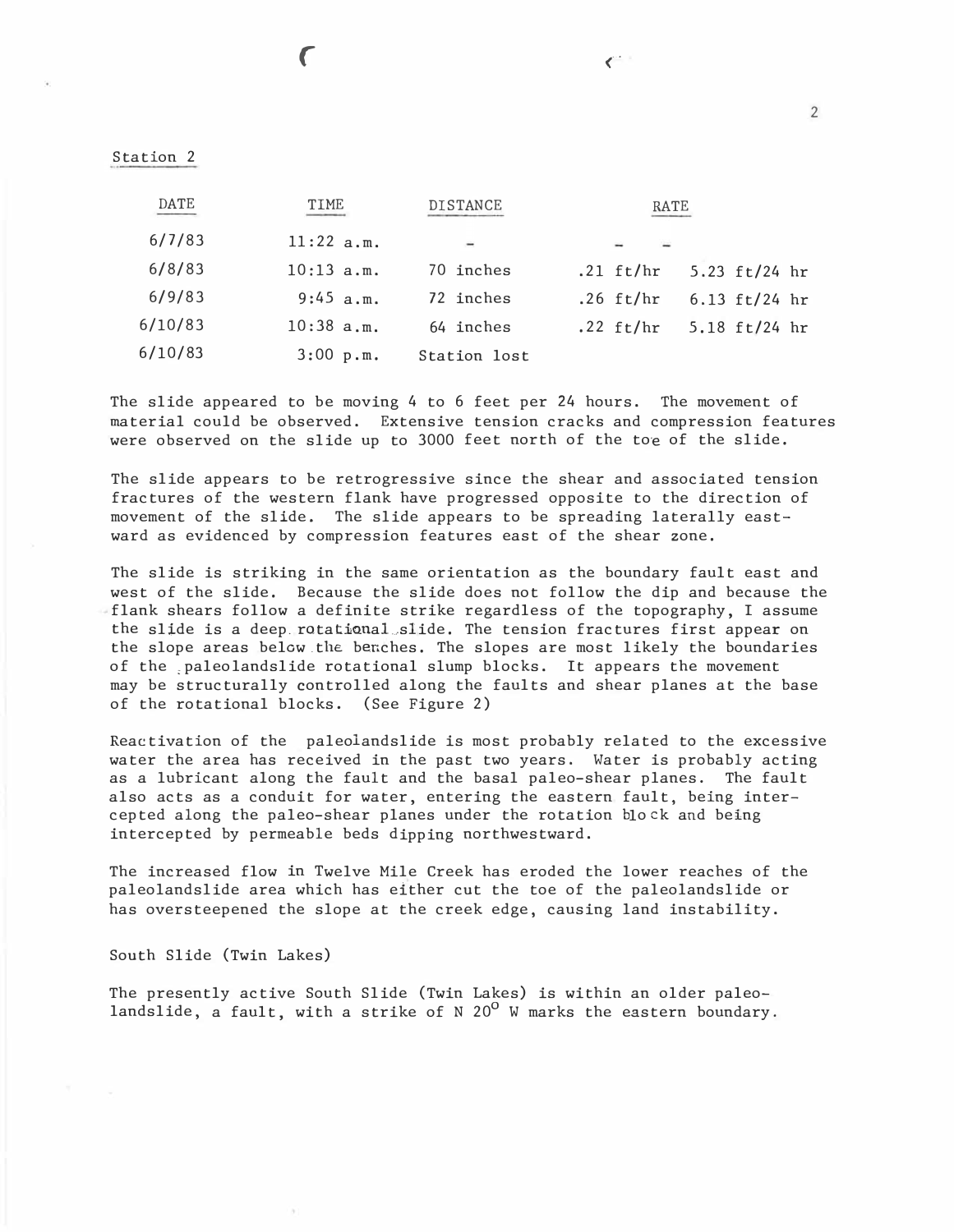Station 2

| DATE | TIME | DISTANCE | RATE | |
|---|---|---|---|---|
| 6/7/83 | 11:22 a.m. | - | - | - |
| 6/8/83 | 10:13 a.m. | 70 inches | .21 ft/hr | 5.23 ft/24 hr |
| 6/9/83 | 9:45 a.m. | 72 inches | .26 ft/hr | 6.13 ft/24 hr |
| 6/10/83 | 10:38 a.m. | 64 inches | .22 ft/hr | 5.18 ft/24 hr |
| 6/10/83 | 3:00 p.m. | Station lost | | |

The slide appeared to be moving 4 to 6 feet per 24 hours. The movement of material could be observed. Extensive tension cracks and compression features were observed on the slide up to 3000 feet north of the toe of the slide.

The slide appears to be retrogressive since the shear and associated tension fractures of the western flank have progressed opposite to the direction of movement of the slide. The slide appears to be spreading laterally eastward as evidenced by compression features east of the shear zone.

The slide is striking in the same orientation as the boundary fault east and west of the slide. Because the slide does not follow the dip and because the flank shears follow a definite strike regardless of the topography, I assume the slide is a deep rotational slide. The tension fractures first appear on the slope areas below the benches. The slopes are most likely the boundaries of the paleolandslide rotational slump blocks. It appears the movement may be structurally controlled along the faults and shear planes at the base of the rotational blocks. (See Figure 2)

Reactivation of the paleolandslide is most probably related to the excessive water the area has received in the past two years. Water is probably acting as a lubricant along the fault and the basal paleo-shear planes. The fault also acts as a conduit for water, entering the eastern fault, being intercepted along the paleo-shear planes under the rotation block and being intercepted by permeable beds dipping northwestward.

The increased flow in Twelve Mile Creek has eroded the lower reaches of the paleolandslide area which has either cut the toe of the paleolandslide or has oversteepened the slope at the creek edge, causing land instability.

South Slide (Twin Lakes)

The presently active South Slide (Twin Lakes) is within an older paleolandslide, a fault, with a strike of N 20$^{\circ}$ W marks the eastern boundary.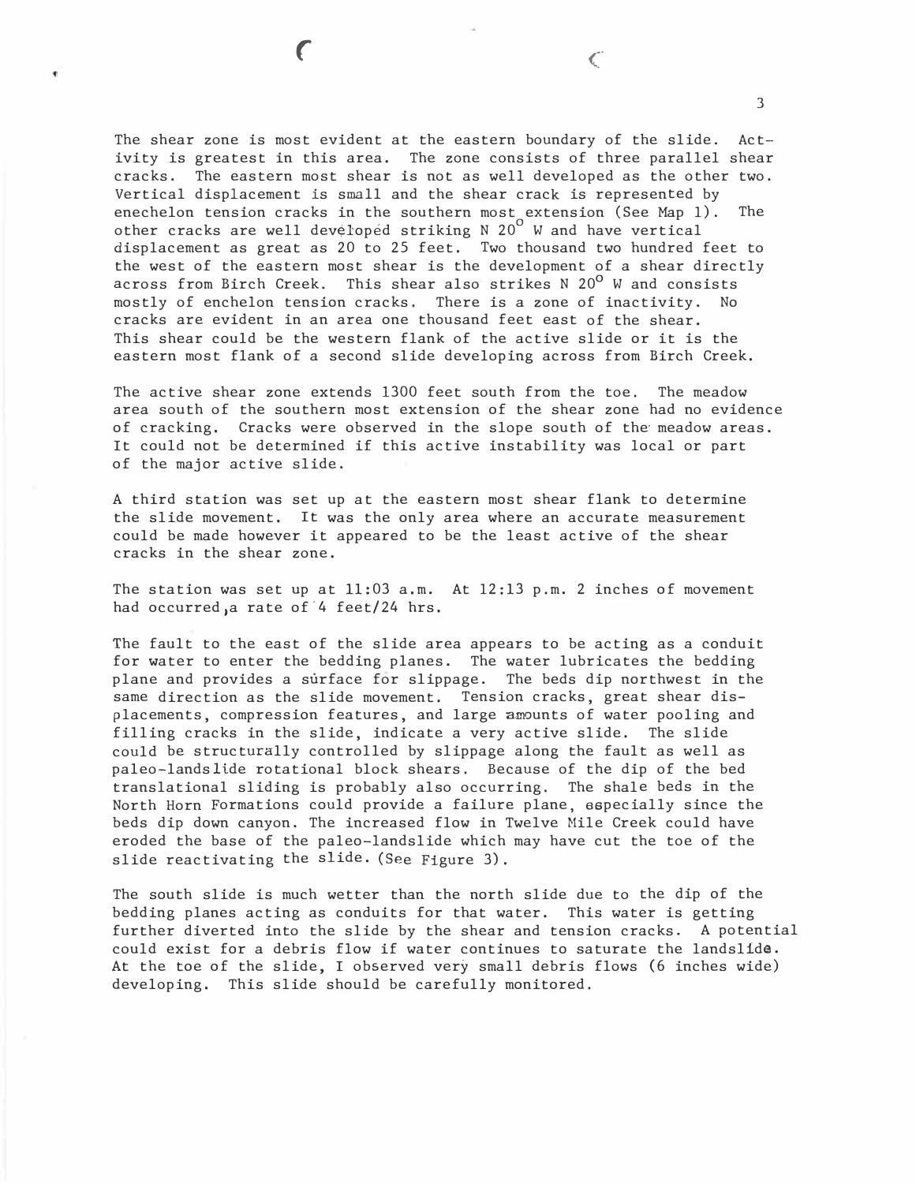The shear zone is most evident at the eastern boundary of the slide. Activity is greatest in this area. The zone consists of three parallel shear cracks. The eastern most shear is not as well developed as the other two. Vertical displacement is small and the shear crack is represented by enechelon tension cracks in the southern most extension (See Map 1). The other cracks are well developed striking N 20$^{\circ}$ W and have vertical displacement as great as 20 to 25 feet. Two thousand two hundred feet to the west of the eastern most shear is the development of a shear directly across from Birch Creek. This shear also strikes N 20$^{\circ}$ W and consists mostly of enchelon tension cracks. There is a zone of inactivity. No cracks are evident in an area one thousand feet east of the shear. This shear could be the western flank of the active slide or it is the eastern most flank of a second slide developing across from Birch Creek.

The active shear zone extends 1300 feet south from the toe. The meadow area south of the southern most extension of the shear zone had no evidence of cracking. Cracks were observed in the slope south of the meadow areas. It could not be determined if this active instability was local or part of the major active slide.

A third station was set up at the eastern most shear flank to determine the slide movement. It was the only area where an accurate measurement could be made however it appeared to be the least active of the shear cracks in the shear zone.

The station was set up at 11:03 a.m. At 12:13 p.m. 2 inches of movement had occurred, a rate of 4 feet/24 hrs.

The fault to the east of the slide area appears to be acting as a conduit for water to enter the bedding planes. The water lubricates the bedding plane and provides a surface for slippage. The beds dip northwest in the same direction as the slide movement. Tension cracks, great shear displacements, compression features, and large amounts of water pooling and filling cracks in the slide, indicate a very active slide. The slide could be structurally controlled by slippage along the fault as well as paleo-landslide rotational block shears. Because of the dip of the bed translational sliding is probably also occurring. The shale beds in the North Horn Formations could provide a failure plane, especially since the beds dip down canyon. The increased flow in Twelve Mile Creek could have eroded the base of the paleo-landslide which may have cut the toe of the slide reactivating the slide. (See Figure 3).

The south slide is much wetter than the north slide due to the dip of the bedding planes acting as conduits for that water. This water is getting further diverted into the slide by the shear and tension cracks. A potential could exist for a debris flow if water continues to saturate the landslide. At the toe of the slide, I observed very small debris flows (6 inches wide) developing. This slide should be carefully monitored.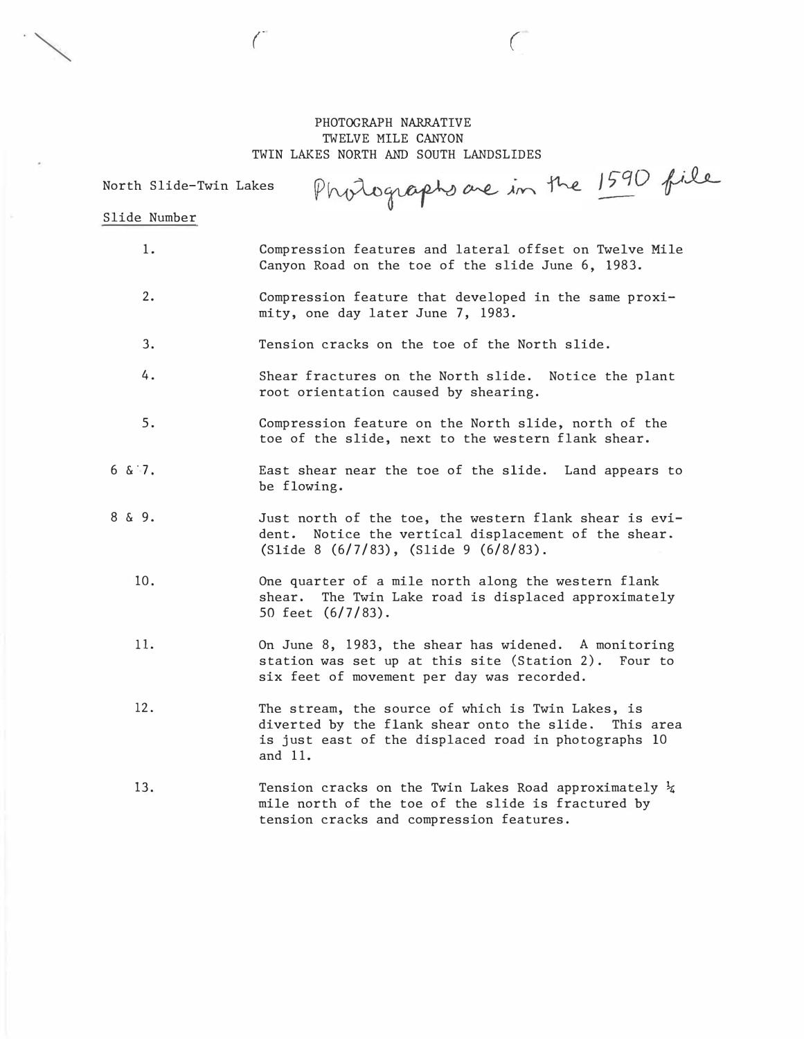# PHOTOGRAPH NARRATIVE
## TWELVE MILE CANYON
## TWIN LAKES NORTH AND SOUTH LANDSLIDES

North Slide-Twin Lakes *Photographs are in the 1590 file*

Slide Number

| Slide Number | Description |
|---|---|
| 1. | Compression features and lateral offset on Twelve Mile Canyon Road on the toe of the slide June 6, 1983. |
| 2. | Compression feature that developed in the same proximity, one day later June 7, 1983. |
| 3. | Tension cracks on the toe of the North slide. |
| 4. | Shear fractures on the North slide. Notice the plant root orientation caused by shearing. |
| 5. | Compression feature on the North slide, north of the toe of the slide, next to the western flank shear. |
| 6 & 7. | East shear near the toe of the slide. Land appears to be flowing. |
| 8 & 9. | Just north of the toe, the western flank shear is evident. Notice the vertical displacement of the shear. (Slide 8 (6/7/83), (Slide 9 (6/8/83). |
| 10. | One quarter of a mile north along the western flank shear. The Twin Lake road is displaced approximately 50 feet (6/7/83). |
| 11. | On June 8, 1983, the shear has widened. A monitoring station was set up at this site (Station 2). Four to six feet of movement per day was recorded. |
| 12. | The stream, the source of which is Twin Lakes, is diverted by the flank shear onto the slide. This area is just east of the displaced road in photographs 10 and 11. |
| 13. | Tension cracks on the Twin Lakes Road approximately ¼ mile north of the toe of the slide is fractured by tension cracks and compression features. |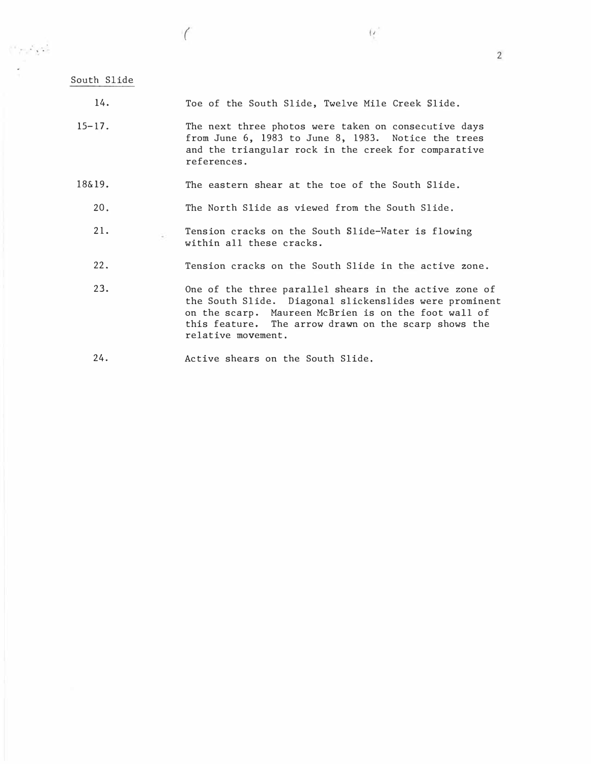South Slide

14. Toe of the South Slide, Twelve Mile Creek Slide.

15–17. The next three photos were taken on consecutive days from June 6, 1983 to June 8, 1983. Notice the trees and the triangular rock in the creek for comparative references.

18&19. The eastern shear at the toe of the South Slide.

20. The North Slide as viewed from the South Slide.

21. Tension cracks on the South Slide-Water is flowing within all these cracks.

22. Tension cracks on the South Slide in the active zone.

23. One of the three parallel shears in the active zone of the South Slide. Diagonal slickenslides were prominent on the scarp. Maureen McBrien is on the foot wall of this feature. The arrow drawn on the scarp shows the relative movement.

24. Active shears on the South Slide.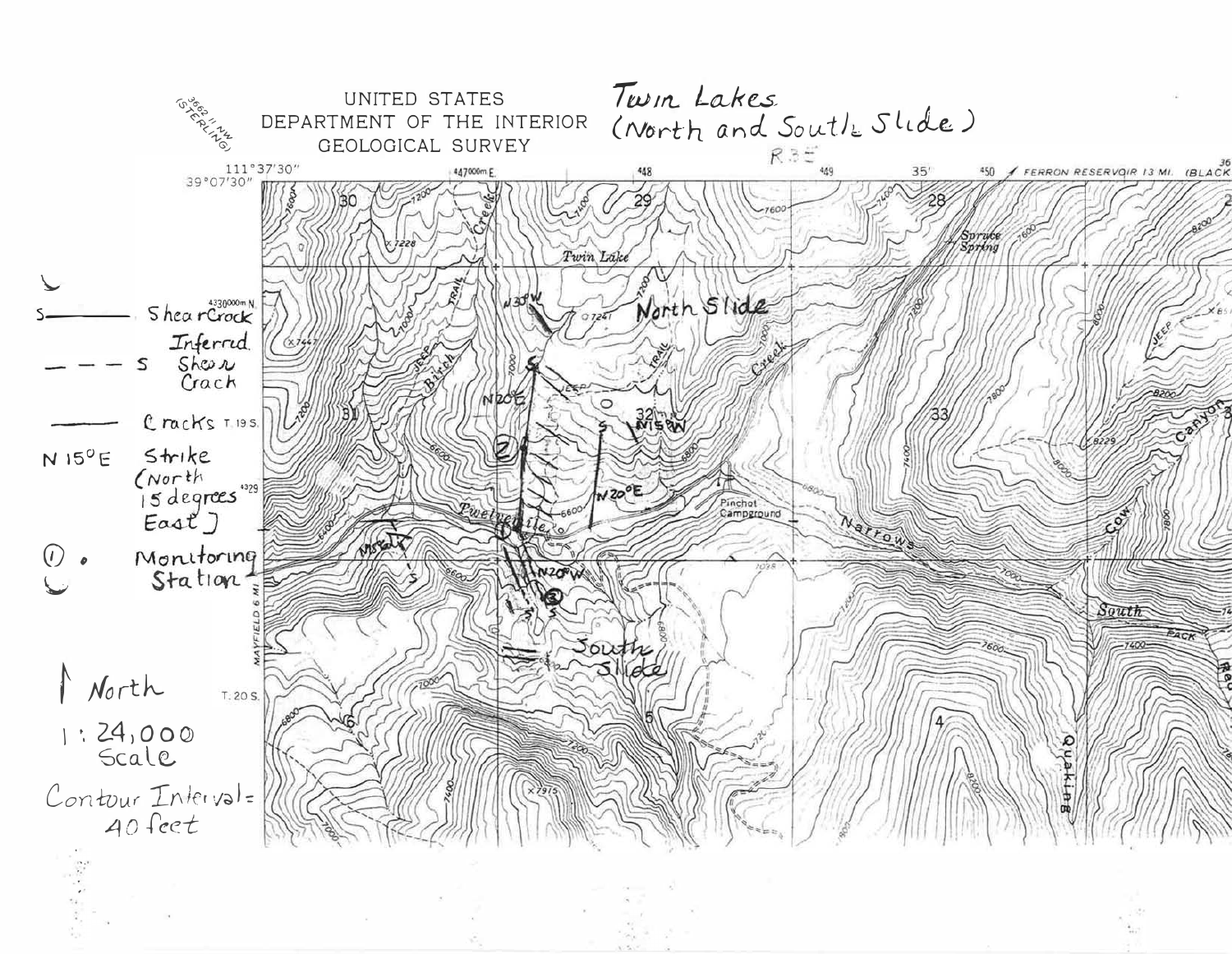UNITED STATES
DEPARTMENT OF THE INTERIOR
GEOLOGICAL SURVEY

Twin Lakes
(North and South Slide)

S —— Shear Crack

— — — S Inferred Shear Crack

—— Cracks

N 15°E Strike (North 15 degrees East)

① • Monitoring Station

North

1:24,000 Scale

Contour Interval = 40 feet

North Slide

South Slide

N33°W

N20°E

N15°W

N20°E

N20°W

N5°E

Twin Lake

Twelvemile Creek

Pinchot Campground

Narrows

Spruce Spring

Cow Canyon

South Fork

Quaking

FERRON RESERVOIR 13 MI.

MAYFIELD 6 MI.

111°37'30"
39°07'30"

T. 19 S.

T. 20 S.

R. 3 E.